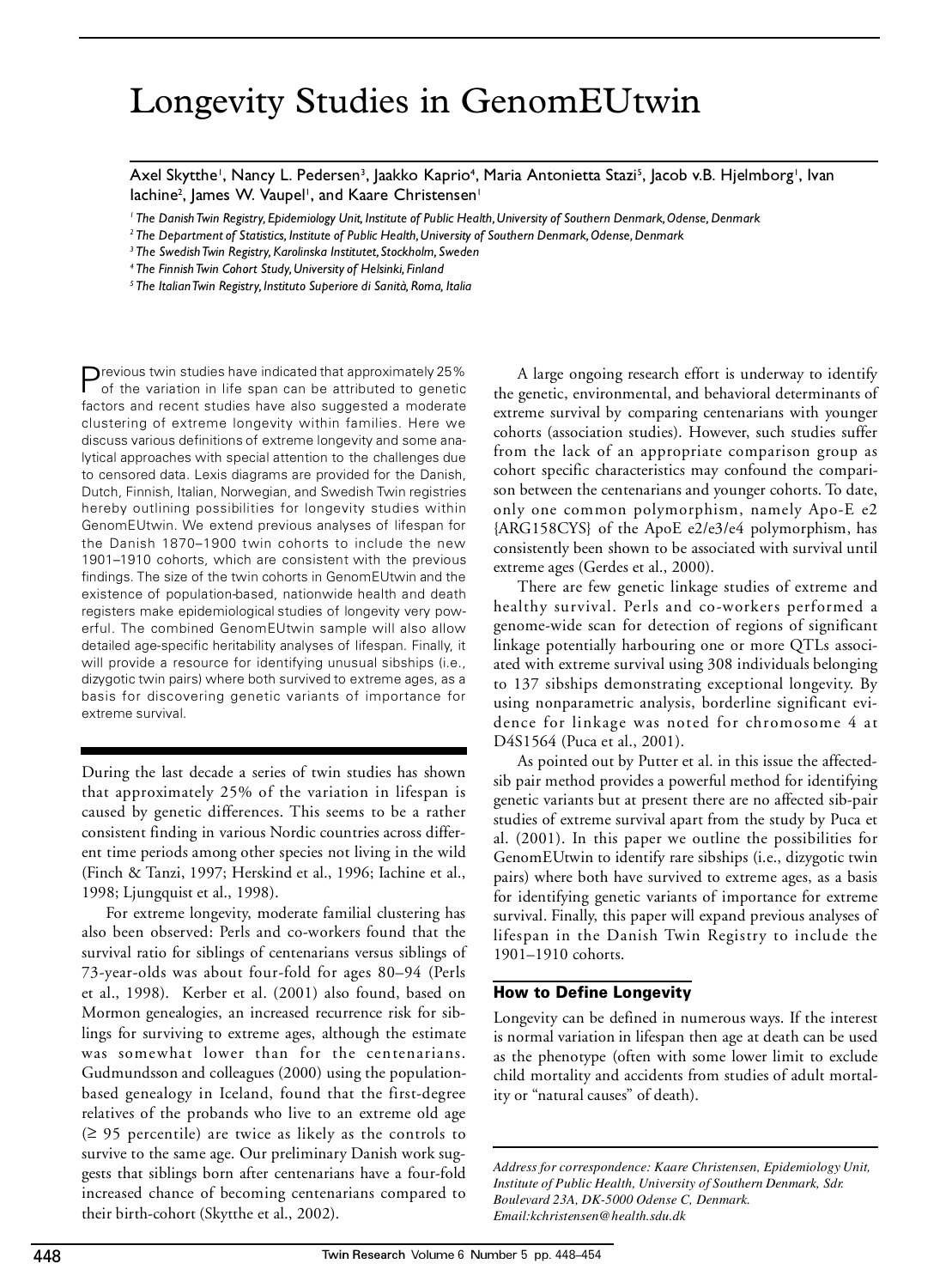# Longevity Studies in GenomEUtwin

Axel Skytthe[1], Nancy L. Pedersen[3], Jaakko Kaprio[4], Maria Antonietta Stazi[5], Jacob v.B. Hjelmborg[1], Ivan Iachine[2], James W. Vaupel[1], and Kaare Christensen[1]

*[1] The Danish Twin Registry, Epidemiology Unit, Institute of Public Health, University of Southern Denmark, Odense, Denmark*
*[2] The Department of Statistics, Institute of Public Health, University of Southern Denmark, Odense, Denmark*
*[3] The Swedish Twin Registry, Karolinska Institutet, Stockholm, Sweden*
*[4] The Finnish Twin Cohort Study, University of Helsinki, Finland*
*[5] The Italian Twin Registry, Instituto Superiore di Sanità, Roma, Italia*

Previous twin studies have indicated that approximately 25% of the variation in life span can be attributed to genetic factors and recent studies have also suggested a moderate clustering of extreme longevity within families. Here we discuss various definitions of extreme longevity and some analytical approaches with special attention to the challenges due to censored data. Lexis diagrams are provided for the Danish, Dutch, Finnish, Italian, Norwegian, and Swedish Twin registries hereby outlining possibilities for longevity studies within GenomEUtwin. We extend previous analyses of lifespan for the Danish 1870–1900 twin cohorts to include the new 1901–1910 cohorts, which are consistent with the previous findings. The size of the twin cohorts in GenomEUtwin and the existence of population-based, nationwide health and death registers make epidemiological studies of longevity very powerful. The combined GenomEUtwin sample will also allow detailed age-specific heritability analyses of lifespan. Finally, it will provide a resource for identifying unusual sibships (i.e., dizygotic twin pairs) where both survived to extreme ages, as a basis for discovering genetic variants of importance for extreme survival.

During the last decade a series of twin studies has shown that approximately 25% of the variation in lifespan is caused by genetic differences. This seems to be a rather consistent finding in various Nordic countries across different time periods among other species not living in the wild (Finch & Tanzi, 1997; Herskind et al., 1996; Iachine et al., 1998; Ljungquist et al., 1998).

For extreme longevity, moderate familial clustering has also been observed: Perls and co-workers found that the survival ratio for siblings of centenarians versus siblings of 73-year-olds was about four-fold for ages 80–94 (Perls et al., 1998). Kerber et al. (2001) also found, based on Mormon genealogies, an increased recurrence risk for siblings for surviving to extreme ages, although the estimate was somewhat lower than for the centenarians. Gudmundsson and colleagues (2000) using the population-based genealogy in Iceland, found that the first-degree relatives of the probands who live to an extreme old age ($\geq$ 95 percentile) are twice as likely as the controls to survive to the same age. Our preliminary Danish work suggests that siblings born after centenarians have a four-fold increased chance of becoming centenarians compared to their birth-cohort (Skytthe et al., 2002).

A large ongoing research effort is underway to identify the genetic, environmental, and behavioral determinants of extreme survival by comparing centenarians with younger cohorts (association studies). However, such studies suffer from the lack of an appropriate comparison group as cohort specific characteristics may confound the comparison between the centenarians and younger cohorts. To date, only one common polymorphism, namely Apo-E e2 {ARG158CYS} of the ApoE e2/e3/e4 polymorphism, has consistently been shown to be associated with survival until extreme ages (Gerdes et al., 2000).

There are few genetic linkage studies of extreme and healthy survival. Perls and co-workers performed a genome-wide scan for detection of regions of significant linkage potentially harbouring one or more QTLs associated with extreme survival using 308 individuals belonging to 137 sibships demonstrating exceptional longevity. By using nonparametric analysis, borderline significant evidence for linkage was noted for chromosome 4 at D4S1564 (Puca et al., 2001).

As pointed out by Putter et al. in this issue the affected-sib pair method provides a powerful method for identifying genetic variants but at present there are no affected sib-pair studies of extreme survival apart from the study by Puca et al. (2001). In this paper we outline the possibilities for GenomEUtwin to identify rare sibships (i.e., dizygotic twin pairs) where both have survived to extreme ages, as a basis for identifying genetic variants of importance for extreme survival. Finally, this paper will expand previous analyses of lifespan in the Danish Twin Registry to include the 1901–1910 cohorts.

## How to Define Longevity

Longevity can be defined in numerous ways. If the interest is normal variation in lifespan then age at death can be used as the phenotype (often with some lower limit to exclude child mortality and accidents from studies of adult mortality or "natural causes" of death).

*Address for correspondence: Kaare Christensen, Epidemiology Unit, Institute of Public Health, University of Southern Denmark, Sdr. Boulevard 23A, DK-5000 Odense C, Denmark. Email:kchristensen@health.sdu.dk*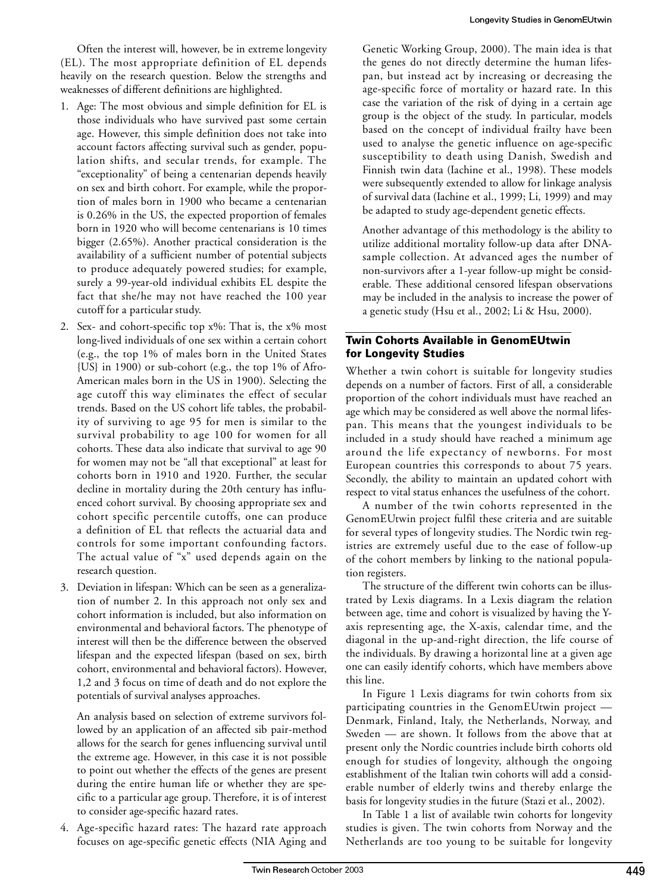Often the interest will, however, be in extreme longevity (EL). The most appropriate definition of EL depends heavily on the research question. Below the strengths and weaknesses of different definitions are highlighted.

1. Age: The most obvious and simple definition for EL is those individuals who have survived past some certain age. However, this simple definition does not take into account factors affecting survival such as gender, population shifts, and secular trends, for example. The "exceptionality" of being a centenarian depends heavily on sex and birth cohort. For example, while the proportion of males born in 1900 who became a centenarian is 0.26% in the US, the expected proportion of females born in 1920 who will become centenarians is 10 times bigger (2.65%). Another practical consideration is the availability of a sufficient number of potential subjects to produce adequately powered studies; for example, surely a 99-year-old individual exhibits EL despite the fact that she/he may not have reached the 100 year cutoff for a particular study.
2. Sex- and cohort-specific top x%: That is, the x% most long-lived individuals of one sex within a certain cohort (e.g., the top 1% of males born in the United States {US} in 1900) or sub-cohort (e.g., the top 1% of Afro-American males born in the US in 1900). Selecting the age cutoff this way eliminates the effect of secular trends. Based on the US cohort life tables, the probability of surviving to age 95 for men is similar to the survival probability to age 100 for women for all cohorts. These data also indicate that survival to age 90 for women may not be "all that exceptional" at least for cohorts born in 1910 and 1920. Further, the secular decline in mortality during the 20th century has influenced cohort survival. By choosing appropriate sex and cohort specific percentile cutoffs, one can produce a definition of EL that reflects the actuarial data and controls for some important confounding factors. The actual value of "x" used depends again on the research question.
3. Deviation in lifespan: Which can be seen as a generalization of number 2. In this approach not only sex and cohort information is included, but also information on environmental and behavioral factors. The phenotype of interest will then be the difference between the observed lifespan and the expected lifespan (based on sex, birth cohort, environmental and behavioral factors). However, 1,2 and 3 focus on time of death and do not explore the potentials of survival analyses approaches.

   An analysis based on selection of extreme survivors followed by an application of an affected sib pair-method allows for the search for genes influencing survival until the extreme age. However, in this case it is not possible to point out whether the effects of the genes are present during the entire human life or whether they are specific to a particular age group. Therefore, it is of interest to consider age-specific hazard rates.
4. Age-specific hazard rates: The hazard rate approach focuses on age-specific genetic effects (NIA Aging and Genetic Working Group, 2000). The main idea is that the genes do not directly determine the human lifespan, but instead act by increasing or decreasing the age-specific force of mortality or hazard rate. In this case the variation of the risk of dying in a certain age group is the object of the study. In particular, models based on the concept of individual frailty have been used to analyse the genetic influence on age-specific susceptibility to death using Danish, Swedish and Finnish twin data (Iachine et al., 1998). These models were subsequently extended to allow for linkage analysis of survival data (Iachine et al., 1999; Li, 1999) and may be adapted to study age-dependent genetic effects.

   Another advantage of this methodology is the ability to utilize additional mortality follow-up data after DNA-sample collection. At advanced ages the number of non-survivors after a 1-year follow-up might be considerable. These additional censored lifespan observations may be included in the analysis to increase the power of a genetic study (Hsu et al., 2002; Li & Hsu, 2000).

## Twin Cohorts Available in GenomEUtwin for Longevity Studies

Whether a twin cohort is suitable for longevity studies depends on a number of factors. First of all, a considerable proportion of the cohort individuals must have reached an age which may be considered as well above the normal lifespan. This means that the youngest individuals to be included in a study should have reached a minimum age around the life expectancy of newborns. For most European countries this corresponds to about 75 years. Secondly, the ability to maintain an updated cohort with respect to vital status enhances the usefulness of the cohort.

A number of the twin cohorts represented in the GenomEUtwin project fulfil these criteria and are suitable for several types of longevity studies. The Nordic twin registries are extremely useful due to the ease of follow-up of the cohort members by linking to the national population registers.

The structure of the different twin cohorts can be illustrated by Lexis diagrams. In a Lexis diagram the relation between age, time and cohort is visualized by having the Y-axis representing age, the X-axis, calendar time, and the diagonal in the up-and-right direction, the life course of the individuals. By drawing a horizontal line at a given age one can easily identify cohorts, which have members above this line.

In Figure 1 Lexis diagrams for twin cohorts from six participating countries in the GenomEUtwin project — Denmark, Finland, Italy, the Netherlands, Norway, and Sweden — are shown. It follows from the above that at present only the Nordic countries include birth cohorts old enough for studies of longevity, although the ongoing establishment of the Italian twin cohorts will add a considerable number of elderly twins and thereby enlarge the basis for longevity studies in the future (Stazi et al., 2002).

In Table 1 a list of available twin cohorts for longevity studies is given. The twin cohorts from Norway and the Netherlands are too young to be suitable for longevity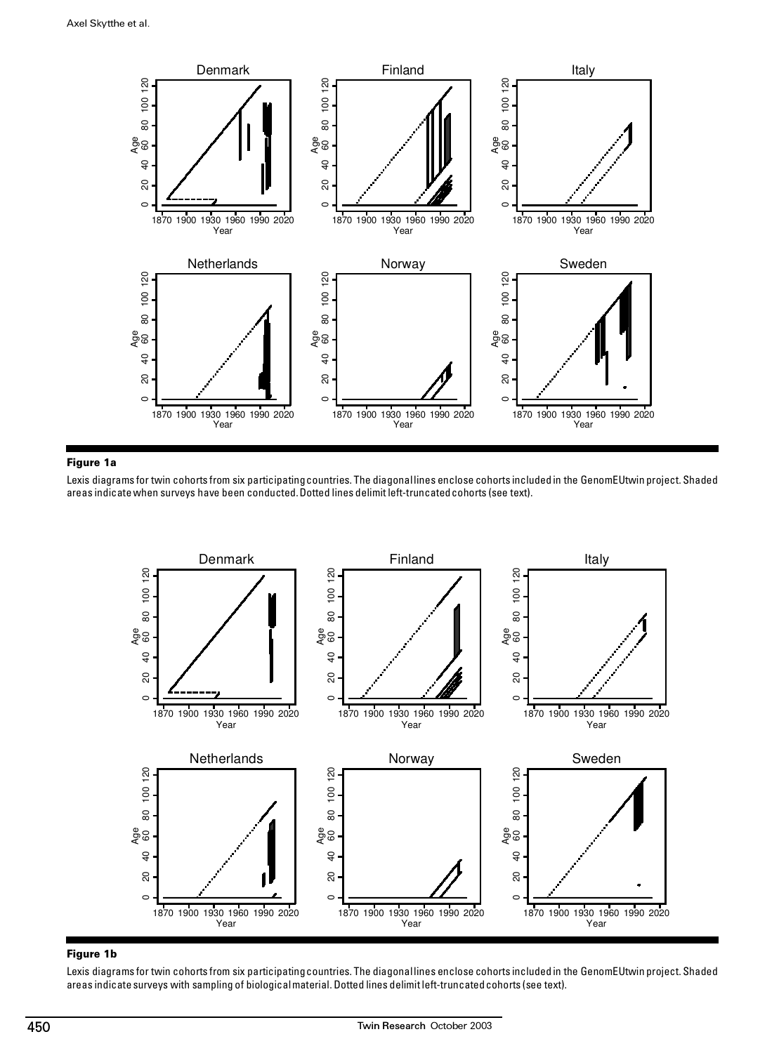**Figure 1a**

Lexis diagrams for twin cohorts from six participating countries. The diagonal lines enclose cohorts included in the GenomEUtwin project. Shaded areas indicate when surveys have been conducted. Dotted lines delimit left-truncated cohorts (see text).

**Figure 1b**

Lexis diagrams for twin cohorts from six participating countries. The diagonal lines enclose cohorts included in the GenomEUtwin project. Shaded areas indicate surveys with sampling of biological material. Dotted lines delimit left-truncated cohorts (see text).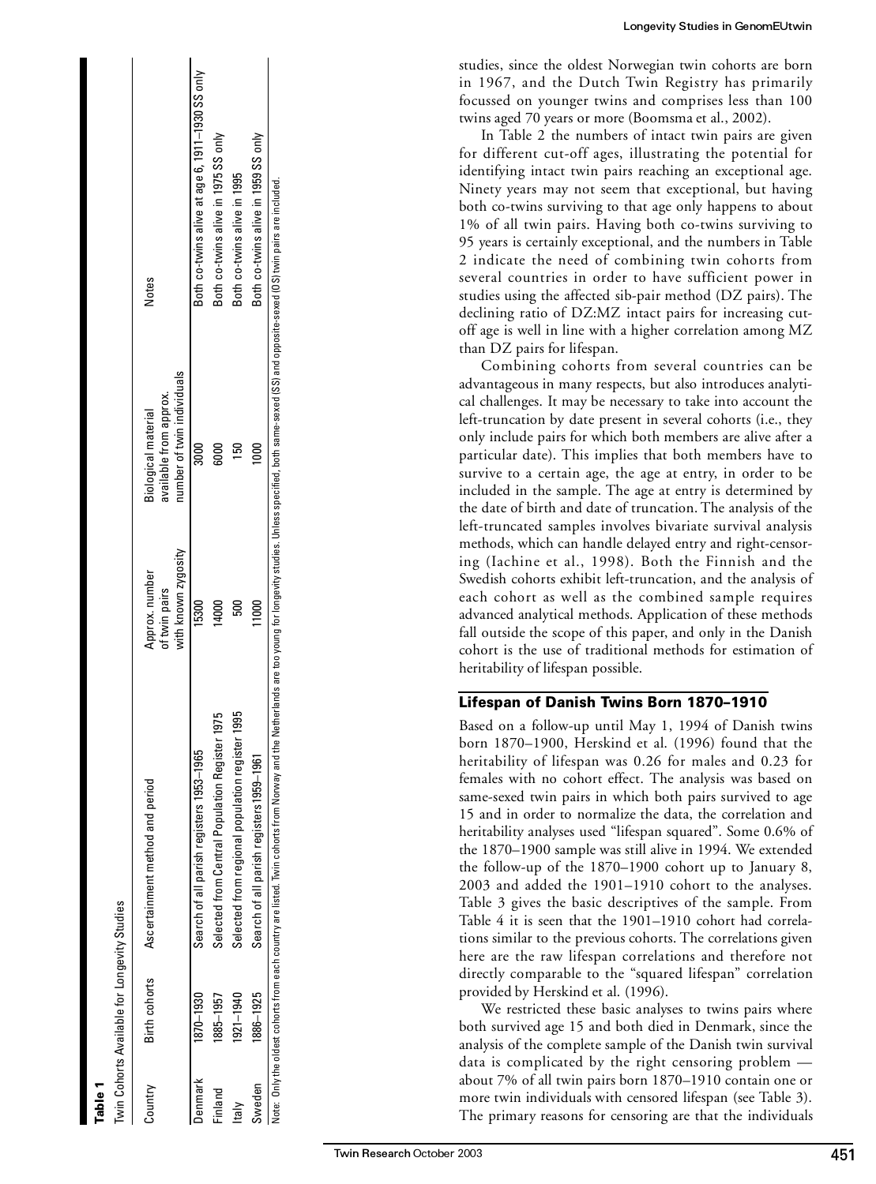**Table 1**

Twin Cohorts Available for Longevity Studies

| Country | Birth cohorts | Ascertainment method and period | Approx. number of twin pairs with known zygosity | Biological material available from approx. number of twin individuals | Notes |
|---|---|---|---|---|---|
| Denmark | 1870–1930 | Search of all parish registers 1953–1965 | 15300 | 3000 | Both co-twins alive at age 6, 1911–1930 SS only |
| Finland | 1885–1957 | Selected from Central Population Register 1975 | 14000 | 6000 | Both co-twins alive in 1975 SS only |
| Italy | 1921–1940 | Selected from regional population register 1995 | 500 | 150 | Both co-twins alive in 1995 |
| Sweden | 1886–1925 | Search of all parish registers 1959–1961 | 11000 | 1000 | Both co-twins alive in 1959 SS only |

Note: Only the oldest cohorts from each country are listed. Twin cohorts from Norway and the Netherlands are too young for longevity studies. Unless specified, both same-sexed (SS) and opposite-sexed (OS) twin pairs are included.

studies, since the oldest Norwegian twin cohorts are born in 1967, and the Dutch Twin Registry has primarily focussed on younger twins and comprises less than 100 twins aged 70 years or more (Boomsma et al., 2002).

In Table 2 the numbers of intact twin pairs are given for different cut-off ages, illustrating the potential for identifying intact twin pairs reaching an exceptional age. Ninety years may not seem that exceptional, but having both co-twins surviving to that age only happens to about 1% of all twin pairs. Having both co-twins surviving to 95 years is certainly exceptional, and the numbers in Table 2 indicate the need of combining twin cohorts from several countries in order to have sufficient power in studies using the affected sib-pair method (DZ pairs). The declining ratio of DZ:MZ intact pairs for increasing cut-off age is well in line with a higher correlation among MZ than DZ pairs for lifespan.

Combining cohorts from several countries can be advantageous in many respects, but also introduces analytical challenges. It may be necessary to take into account the left-truncation by date present in several cohorts (i.e., they only include pairs for which both members are alive after a particular date). This implies that both members have to survive to a certain age, the age at entry, in order to be included in the sample. The age at entry is determined by the date of birth and date of truncation. The analysis of the left-truncated samples involves bivariate survival analysis methods, which can handle delayed entry and right-censoring (Iachine et al., 1998). Both the Finnish and the Swedish cohorts exhibit left-truncation, and the analysis of each cohort as well as the combined sample requires advanced analytical methods. Application of these methods fall outside the scope of this paper, and only in the Danish cohort is the use of traditional methods for estimation of heritability of lifespan possible.

## Lifespan of Danish Twins Born 1870–1910

Based on a follow-up until May 1, 1994 of Danish twins born 1870–1900, Herskind et al. (1996) found that the heritability of lifespan was 0.26 for males and 0.23 for females with no cohort effect. The analysis was based on same-sexed twin pairs in which both pairs survived to age 15 and in order to normalize the data, the correlation and heritability analyses used "lifespan squared". Some 0.6% of the 1870–1900 sample was still alive in 1994. We extended the follow-up of the 1870–1900 cohort up to January 8, 2003 and added the 1901–1910 cohort to the analyses. Table 3 gives the basic descriptives of the sample. From Table 4 it is seen that the 1901–1910 cohort had correlations similar to the previous cohorts. The correlations given here are the raw lifespan correlations and therefore not directly comparable to the "squared lifespan" correlation provided by Herskind et al. (1996).

We restricted these basic analyses to twins pairs where both survived age 15 and both died in Denmark, since the analysis of the complete sample of the Danish twin survival data is complicated by the right censoring problem — about 7% of all twin pairs born 1870–1910 contain one or more twin individuals with censored lifespan (see Table 3). The primary reasons for censoring are that the individuals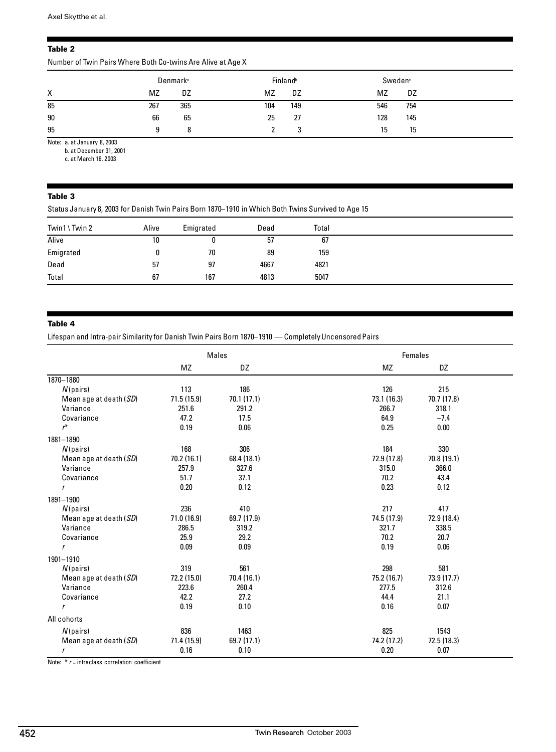**Table 2**

Number of Twin Pairs Where Both Co-twins Are Alive at Age X

| | Denmark[a] | | Finland[b] | | Sweden[c] | |
|---|---|---|---|---|---|---|
| X | MZ | DZ | MZ | DZ | MZ | DZ |
| 85 | 267 | 365 | 104 | 149 | 546 | 754 |
| 90 | 66 | 65 | 25 | 27 | 128 | 145 |
| 95 | 9 | 8 | 2 | 3 | 15 | 15 |

Note: a. at January 8, 2003
b. at December 31, 2001
c. at March 16, 2003

**Table 3**

Status January 8, 2003 for Danish Twin Pairs Born 1870–1910 in Which Both Twins Survived to Age 15

| Twin1 \ Twin 2 | Alive | Emigrated | Dead | Total |
|---|---|---|---|---|
| Alive | 10 | 0 | 57 | 67 |
| Emigrated | 0 | 70 | 89 | 159 |
| Dead | 57 | 97 | 4667 | 4821 |
| Total | 67 | 167 | 4813 | 5047 |

**Table 4**

Lifespan and Intra-pair Similarity for Danish Twin Pairs Born 1870–1910 — Completely Uncensored Pairs

| | Males | | Females | |
|---|---|---|---|---|
| | MZ | DZ | MZ | DZ |
| **1870–1880** | | | | |
| *N* (pairs) | 113 | 186 | 126 | 215 |
| Mean age at death (*SD*) | 71.5 (15.9) | 70.1 (17.1) | 73.1 (16.3) | 70.7 (17.8) |
| Variance | 251.6 | 291.2 | 266.7 | 318.1 |
| Covariance | 47.2 | 17.5 | 64.9 | −7.4 |
| *r** | 0.19 | 0.06 | 0.25 | 0.00 |
| **1881–1890** | | | | |
| *N* (pairs) | 168 | 306 | 184 | 330 |
| Mean age at death (*SD*) | 70.2 (16.1) | 68.4 (18.1) | 72.9 (17.8) | 70.8 (19.1) |
| Variance | 257.9 | 327.6 | 315.0 | 366.0 |
| Covariance | 51.7 | 37.1 | 70.2 | 43.4 |
| *r* | 0.20 | 0.12 | 0.23 | 0.12 |
| **1891–1900** | | | | |
| *N* (pairs) | 236 | 410 | 217 | 417 |
| Mean age at death (*SD*) | 71.0 (16.9) | 69.7 (17.9) | 74.5 (17.9) | 72.9 (18.4) |
| Variance | 286.5 | 319.2 | 321.7 | 338.5 |
| Covariance | 25.9 | 29.2 | 70.2 | 20.7 |
| *r* | 0.09 | 0.09 | 0.19 | 0.06 |
| **1901–1910** | | | | |
| *N* (pairs) | 319 | 561 | 298 | 581 |
| Mean age at death (*SD*) | 72.2 (15.0) | 70.4 (16.1) | 75.2 (16.7) | 73.9 (17.7) |
| Variance | 223.6 | 260.4 | 277.5 | 312.6 |
| Covariance | 42.2 | 27.2 | 44.4 | 21.1 |
| *r* | 0.19 | 0.10 | 0.16 | 0.07 |
| **All cohorts** | | | | |
| *N* (pairs) | 836 | 1463 | 825 | 1543 |
| Mean age at death (*SD*) | 71.4 (15.9) | 69.7 (17.1) | 74.2 (17.2) | 72.5 (18.3) |
| *r* | 0.16 | 0.10 | 0.20 | 0.07 |

Note: * *r* = intraclass correlation coefficient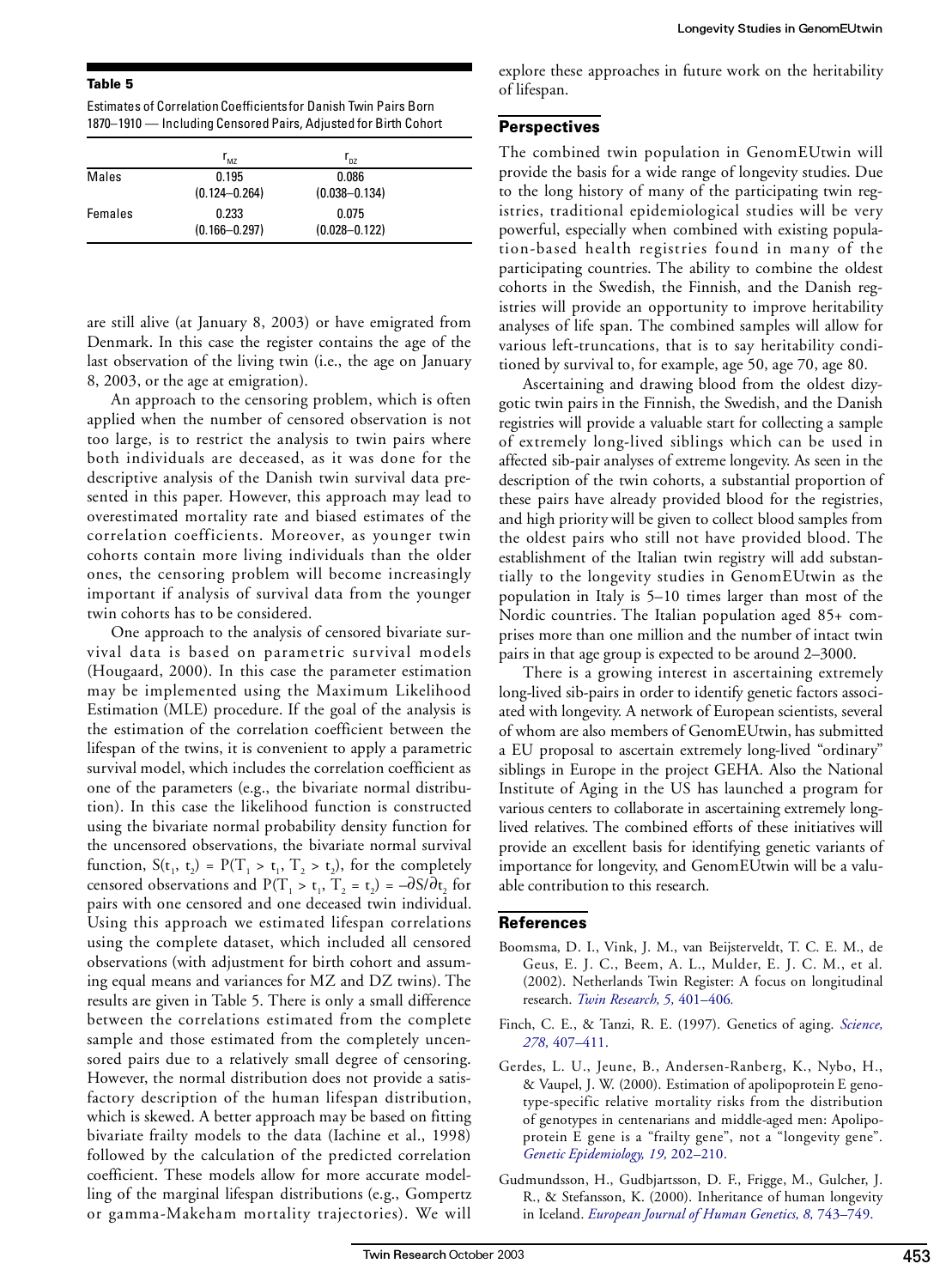**Table 5**

Estimates of Correlation Coefficients for Danish Twin Pairs Born 1870–1910 — Including Censored Pairs, Adjusted for Birth Cohort

| | $r_{MZ}$ | $r_{DZ}$ |
|---|---|---|
| Males | 0.195 (0.124–0.264) | 0.086 (0.038–0.134) |
| Females | 0.233 (0.166–0.297) | 0.075 (0.028–0.122) |

are still alive (at January 8, 2003) or have emigrated from Denmark. In this case the register contains the age of the last observation of the living twin (i.e., the age on January 8, 2003, or the age at emigration).

An approach to the censoring problem, which is often applied when the number of censored observation is not too large, is to restrict the analysis to twin pairs where both individuals are deceased, as it was done for the descriptive analysis of the Danish twin survival data presented in this paper. However, this approach may lead to overestimated mortality rate and biased estimates of the correlation coefficients. Moreover, as younger twin cohorts contain more living individuals than the older ones, the censoring problem will become increasingly important if analysis of survival data from the younger twin cohorts has to be considered.

One approach to the analysis of censored bivariate survival data is based on parametric survival models (Hougaard, 2000). In this case the parameter estimation may be implemented using the Maximum Likelihood Estimation (MLE) procedure. If the goal of the analysis is the estimation of the correlation coefficient between the lifespan of the twins, it is convenient to apply a parametric survival model, which includes the correlation coefficient as one of the parameters (e.g., the bivariate normal distribution). In this case the likelihood function is constructed using the bivariate normal probability density function for the uncensored observations, the bivariate normal survival function, $S(t_1, t_2) = P(T_1 > t_1, T_2 > t_2)$, for the completely censored observations and $P(T_1 > t_1, T_2 = t_2) = -\partial S/\partial t_2$ for pairs with one censored and one deceased twin individual. Using this approach we estimated lifespan correlations using the complete dataset, which included all censored observations (with adjustment for birth cohort and assuming equal means and variances for MZ and DZ twins). The results are given in Table 5. There is only a small difference between the correlations estimated from the complete sample and those estimated from the completely uncensored pairs due to a relatively small degree of censoring. However, the normal distribution does not provide a satisfactory description of the human lifespan distribution, which is skewed. A better approach may be based on fitting bivariate frailty models to the data (Iachine et al., 1998) followed by the calculation of the predicted correlation coefficient. These models allow for more accurate modelling of the marginal lifespan distributions (e.g., Gompertz or gamma-Makeham mortality trajectories). We will explore these approaches in future work on the heritability of lifespan.

## Perspectives

The combined twin population in GenomEUtwin will provide the basis for a wide range of longevity studies. Due to the long history of many of the participating twin registries, traditional epidemiological studies will be very powerful, especially when combined with existing population-based health registries found in many of the participating countries. The ability to combine the oldest cohorts in the Swedish, the Finnish, and the Danish registries will provide an opportunity to improve heritability analyses of life span. The combined samples will allow for various left-truncations, that is to say heritability conditioned by survival to, for example, age 50, age 70, age 80.

Ascertaining and drawing blood from the oldest dizygotic twin pairs in the Finnish, the Swedish, and the Danish registries will provide a valuable start for collecting a sample of extremely long-lived siblings which can be used in affected sib-pair analyses of extreme longevity. As seen in the description of the twin cohorts, a substantial proportion of these pairs have already provided blood for the registries, and high priority will be given to collect blood samples from the oldest pairs who still not have provided blood. The establishment of the Italian twin registry will add substantially to the longevity studies in GenomEUtwin as the population in Italy is 5–10 times larger than most of the Nordic countries. The Italian population aged 85+ comprises more than one million and the number of intact twin pairs in that age group is expected to be around 2–3000.

There is a growing interest in ascertaining extremely long-lived sib-pairs in order to identify genetic factors associated with longevity. A network of European scientists, several of whom are also members of GenomEUtwin, has submitted a EU proposal to ascertain extremely long-lived "ordinary" siblings in Europe in the project GEHA. Also the National Institute of Aging in the US has launched a program for various centers to collaborate in ascertaining extremely long-lived relatives. The combined efforts of these initiatives will provide an excellent basis for identifying genetic variants of importance for longevity, and GenomEUtwin will be a valuable contribution to this research.

## References

Boomsma, D. I., Vink, J. M., van Beijsterveldt, T. C. E. M., de Geus, E. J. C., Beem, A. L., Mulder, E. J. C. M., et al. (2002). Netherlands Twin Register: A focus on longitudinal research. *Twin Research, 5,* 401–406.

Finch, C. E., & Tanzi, R. E. (1997). Genetics of aging. *Science, 278,* 407–411.

Gerdes, L. U., Jeune, B., Andersen-Ranberg, K., Nybo, H., & Vaupel, J. W. (2000). Estimation of apolipoprotein E genotype-specific relative mortality risks from the distribution of genotypes in centenarians and middle-aged men: Apolipoprotein E gene is a "frailty gene", not a "longevity gene". *Genetic Epidemiology, 19,* 202–210.

Gudmundsson, H., Gudbjartsson, D. F., Frigge, M., Gulcher, J. R., & Stefansson, K. (2000). Inheritance of human longevity in Iceland. *European Journal of Human Genetics, 8,* 743–749.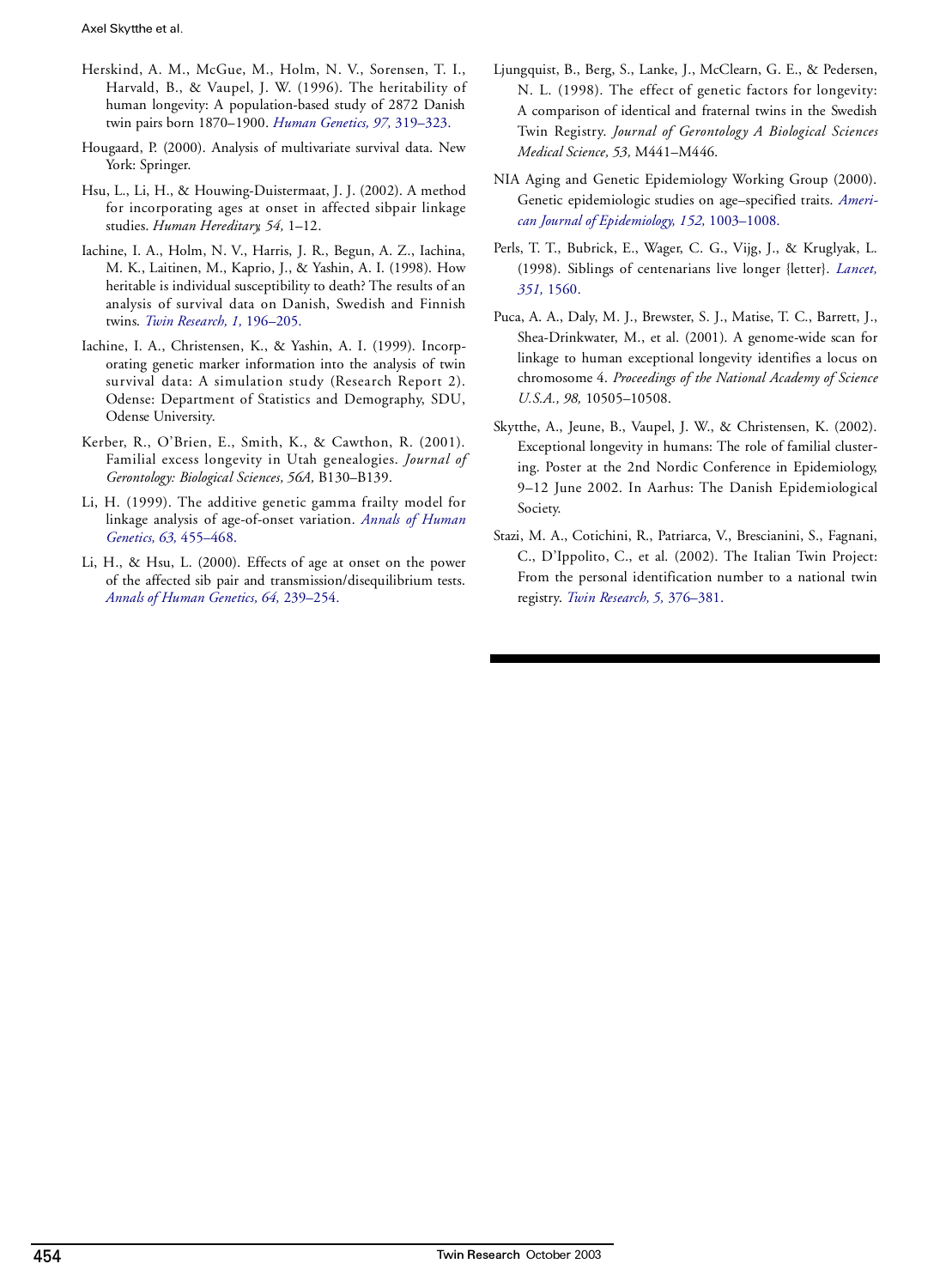Herskind, A. M., McGue, M., Holm, N. V., Sorensen, T. I., Harvald, B., & Vaupel, J. W. (1996). The heritability of human longevity: A population-based study of 2872 Danish twin pairs born 1870–1900. *Human Genetics, 97,* 319–323.

Hougaard, P. (2000). Analysis of multivariate survival data. New York: Springer.

Hsu, L., Li, H., & Houwing-Duistermaat, J. J. (2002). A method for incorporating ages at onset in affected sibpair linkage studies. *Human Hereditary, 54,* 1–12.

Iachine, I. A., Holm, N. V., Harris, J. R., Begun, A. Z., Iachina, M. K., Laitinen, M., Kaprio, J., & Yashin, A. I. (1998). How heritable is individual susceptibility to death? The results of an analysis of survival data on Danish, Swedish and Finnish twins. *Twin Research, 1,* 196–205.

Iachine, I. A., Christensen, K., & Yashin, A. I. (1999). Incorporating genetic marker information into the analysis of twin survival data: A simulation study (Research Report 2). Odense: Department of Statistics and Demography, SDU, Odense University.

Kerber, R., O'Brien, E., Smith, K., & Cawthon, R. (2001). Familial excess longevity in Utah genealogies. *Journal of Gerontology: Biological Sciences, 56A,* B130–B139.

Li, H. (1999). The additive genetic gamma frailty model for linkage analysis of age-of-onset variation. *Annals of Human Genetics, 63,* 455–468.

Li, H., & Hsu, L. (2000). Effects of age at onset on the power of the affected sib pair and transmission/disequilibrium tests. *Annals of Human Genetics, 64,* 239–254.

Ljungquist, B., Berg, S., Lanke, J., McClearn, G. E., & Pedersen, N. L. (1998). The effect of genetic factors for longevity: A comparison of identical and fraternal twins in the Swedish Twin Registry. *Journal of Gerontology A Biological Sciences Medical Science, 53,* M441–M446.

NIA Aging and Genetic Epidemiology Working Group (2000). Genetic epidemiologic studies on age–specified traits. *American Journal of Epidemiology, 152,* 1003–1008.

Perls, T. T., Bubrick, E., Wager, C. G., Vijg, J., & Kruglyak, L. (1998). Siblings of centenarians live longer {letter}. *Lancet, 351,* 1560.

Puca, A. A., Daly, M. J., Brewster, S. J., Matise, T. C., Barrett, J., Shea-Drinkwater, M., et al. (2001). A genome-wide scan for linkage to human exceptional longevity identifies a locus on chromosome 4. *Proceedings of the National Academy of Science U.S.A., 98,* 10505–10508.

Skytthe, A., Jeune, B., Vaupel, J. W., & Christensen, K. (2002). Exceptional longevity in humans: The role of familial clustering. Poster at the 2nd Nordic Conference in Epidemiology, 9–12 June 2002. In Aarhus: The Danish Epidemiological Society.

Stazi, M. A., Cotichini, R., Patriarca, V., Brescianini, S., Fagnani, C., D'Ippolito, C., et al. (2002). The Italian Twin Project: From the personal identification number to a national twin registry. *Twin Research, 5,* 376–381.